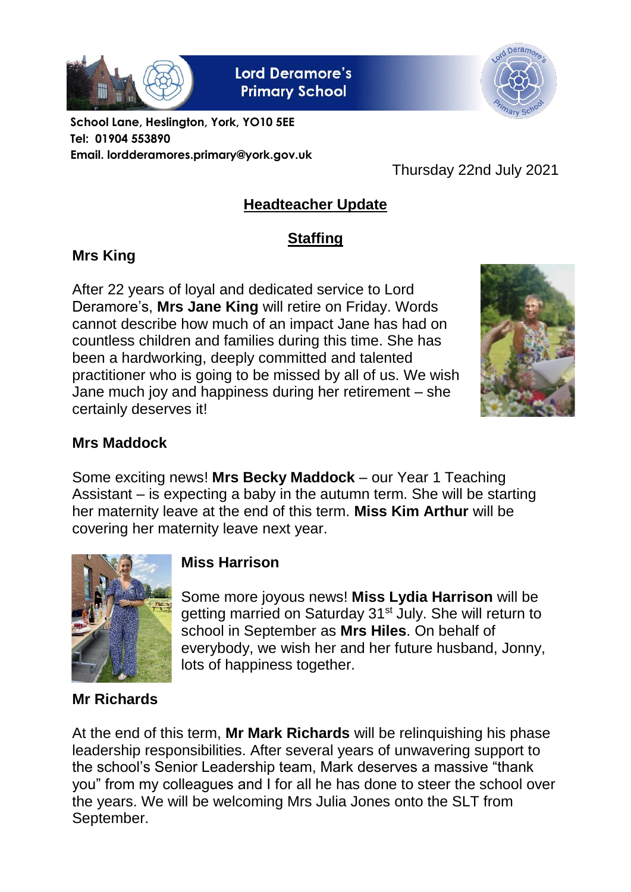Lord Deramore's Primary School

**School Lane, Heslington, York, YO10 5EE**
**Tel: 01904 553890**
**Email. lordderamores.primary@york.gov.uk**

Thursday 22nd July 2021

# Headteacher Update

## Staffing

### Mrs King

After 22 years of loyal and dedicated service to Lord Deramore's, **Mrs Jane King** will retire on Friday. Words cannot describe how much of an impact Jane has had on countless children and families during this time. She has been a hardworking, deeply committed and talented practitioner who is going to be missed by all of us. We wish Jane much joy and happiness during her retirement – she certainly deserves it!

### Mrs Maddock

Some exciting news! **Mrs Becky Maddock** – our Year 1 Teaching Assistant – is expecting a baby in the autumn term. She will be starting her maternity leave at the end of this term. **Miss Kim Arthur** will be covering her maternity leave next year.

### Miss Harrison

Some more joyous news! **Miss Lydia Harrison** will be getting married on Saturday 31st July. She will return to school in September as **Mrs Hiles**. On behalf of everybody, we wish her and her future husband, Jonny, lots of happiness together.

### Mr Richards

At the end of this term, **Mr Mark Richards** will be relinquishing his phase leadership responsibilities. After several years of unwavering support to the school's Senior Leadership team, Mark deserves a massive "thank you" from my colleagues and I for all he has done to steer the school over the years. We will be welcoming Mrs Julia Jones onto the SLT from September.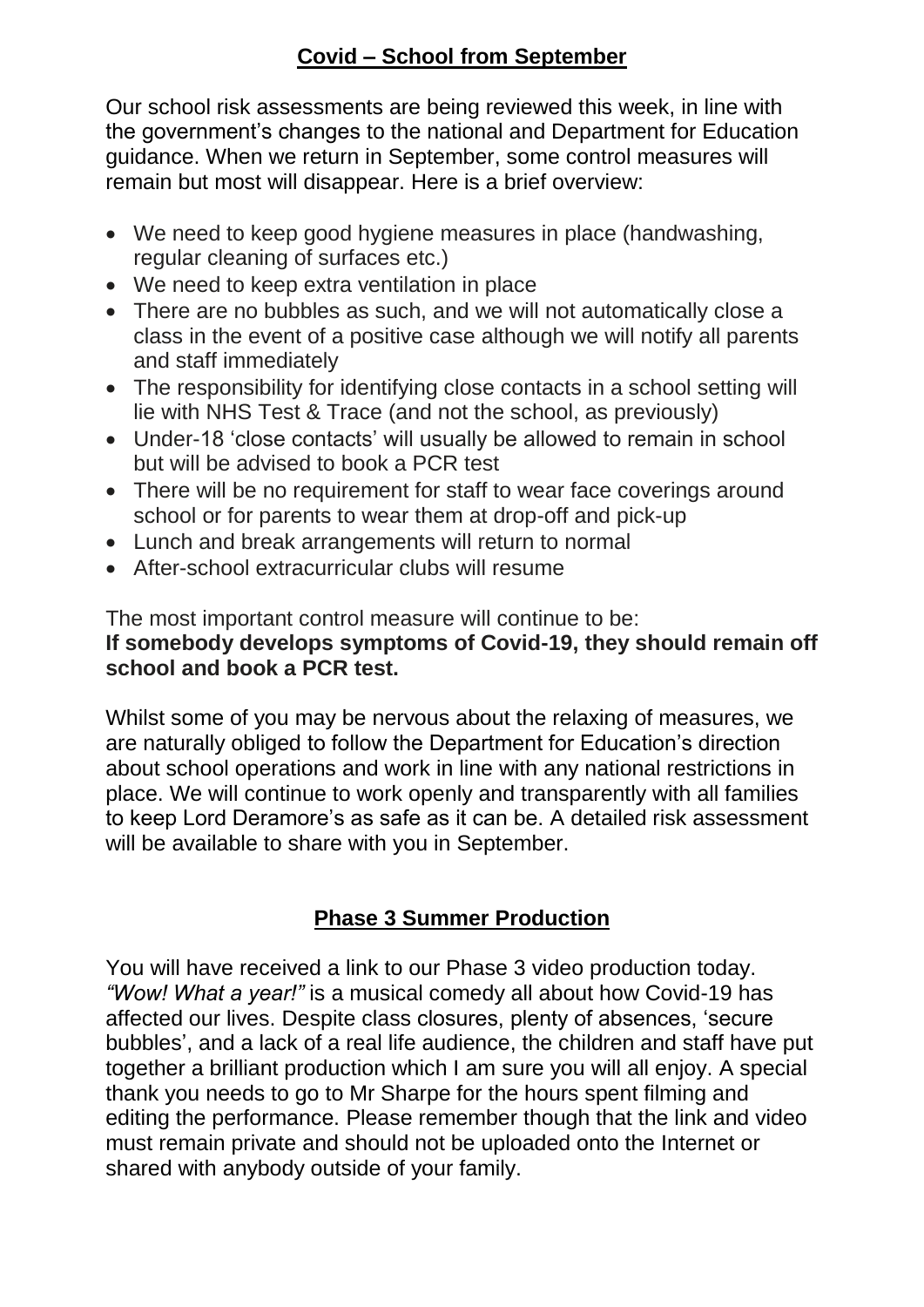## **Covid – School from September**

Our school risk assessments are being reviewed this week, in line with the government's changes to the national and Department for Education guidance. When we return in September, some control measures will remain but most will disappear. Here is a brief overview:

- We need to keep good hygiene measures in place (handwashing, regular cleaning of surfaces etc.)
- We need to keep extra ventilation in place
- There are no bubbles as such, and we will not automatically close a class in the event of a positive case although we will notify all parents and staff immediately
- The responsibility for identifying close contacts in a school setting will lie with NHS Test & Trace (and not the school, as previously)
- Under-18 'close contacts' will usually be allowed to remain in school but will be advised to book a PCR test
- There will be no requirement for staff to wear face coverings around school or for parents to wear them at drop-off and pick-up
- Lunch and break arrangements will return to normal
- After-school extracurricular clubs will resume

The most important control measure will continue to be:
**If somebody develops symptoms of Covid-19, they should remain off school and book a PCR test.**

Whilst some of you may be nervous about the relaxing of measures, we are naturally obliged to follow the Department for Education's direction about school operations and work in line with any national restrictions in place. We will continue to work openly and transparently with all families to keep Lord Deramore's as safe as it can be. A detailed risk assessment will be available to share with you in September.

## **Phase 3 Summer Production**

You will have received a link to our Phase 3 video production today. *"Wow! What a year!"* is a musical comedy all about how Covid-19 has affected our lives. Despite class closures, plenty of absences, 'secure bubbles', and a lack of a real life audience, the children and staff have put together a brilliant production which I am sure you will all enjoy. A special thank you needs to go to Mr Sharpe for the hours spent filming and editing the performance. Please remember though that the link and video must remain private and should not be uploaded onto the Internet or shared with anybody outside of your family.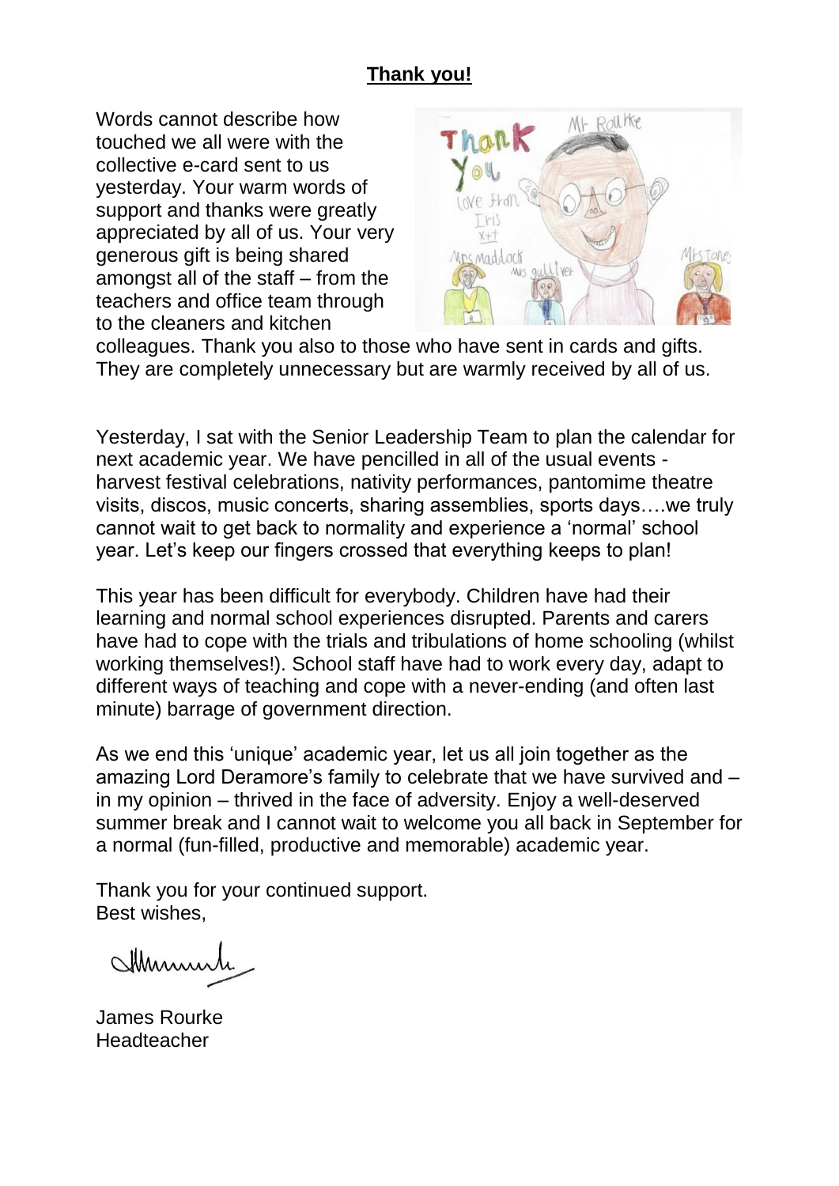**Thank you!**

Words cannot describe how touched we all were with the collective e-card sent to us yesterday. Your warm words of support and thanks were greatly appreciated by all of us. Your very generous gift is being shared amongst all of the staff – from the teachers and office team through to the cleaners and kitchen colleagues. Thank you also to those who have sent in cards and gifts. They are completely unnecessary but are warmly received by all of us.

Yesterday, I sat with the Senior Leadership Team to plan the calendar for next academic year. We have pencilled in all of the usual events - harvest festival celebrations, nativity performances, pantomime theatre visits, discos, music concerts, sharing assemblies, sports days….we truly cannot wait to get back to normality and experience a 'normal' school year. Let's keep our fingers crossed that everything keeps to plan!

This year has been difficult for everybody. Children have had their learning and normal school experiences disrupted. Parents and carers have had to cope with the trials and tribulations of home schooling (whilst working themselves!). School staff have had to work every day, adapt to different ways of teaching and cope with a never-ending (and often last minute) barrage of government direction.

As we end this 'unique' academic year, let us all join together as the amazing Lord Deramore's family to celebrate that we have survived and – in my opinion – thrived in the face of adversity. Enjoy a well-deserved summer break and I cannot wait to welcome you all back in September for a normal (fun-filled, productive and memorable) academic year.

Thank you for your continued support.
Best wishes,

James Rourke
Headteacher